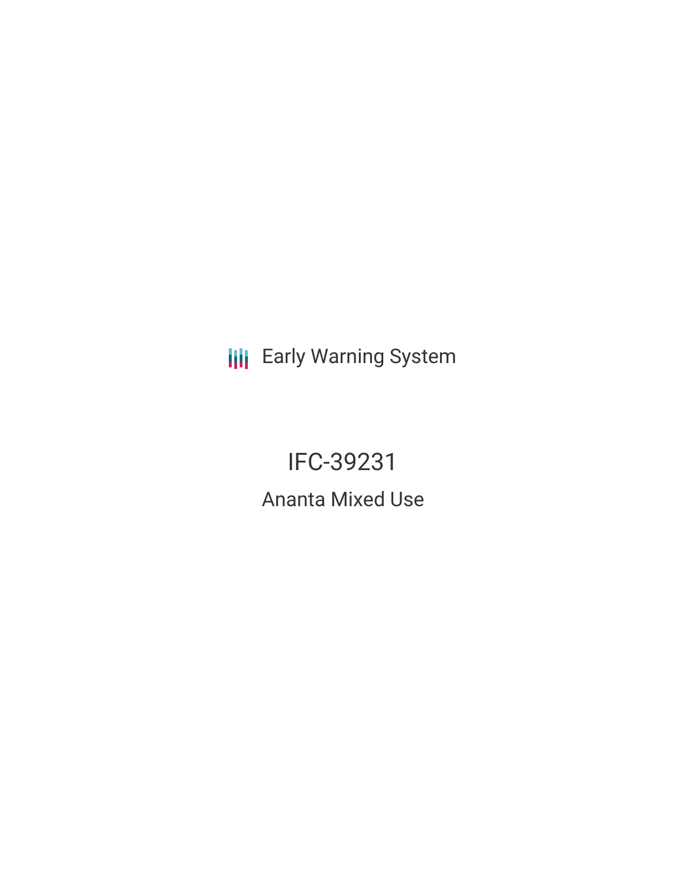Early Warning System

# IFC-39231

## Ananta Mixed Use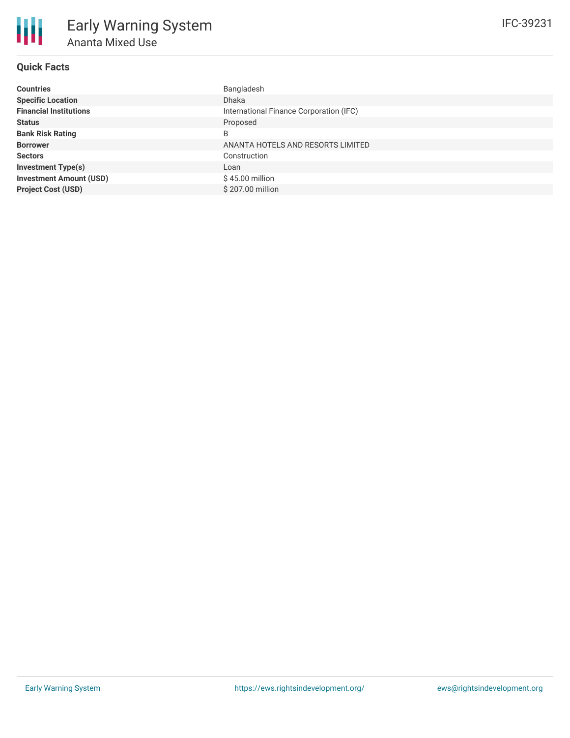# Early Warning System

## Ananta Mixed Use

IFC-39231

### Quick Facts

| | |
|---|---|
| **Countries** | Bangladesh |
| **Specific Location** | Dhaka |
| **Financial Institutions** | International Finance Corporation (IFC) |
| **Status** | Proposed |
| **Bank Risk Rating** | B |
| **Borrower** | ANANTA HOTELS AND RESORTS LIMITED |
| **Sectors** | Construction |
| **Investment Type(s)** | Loan |
| **Investment Amount (USD)** | $ 45.00 million |
| **Project Cost (USD)** | $ 207.00 million |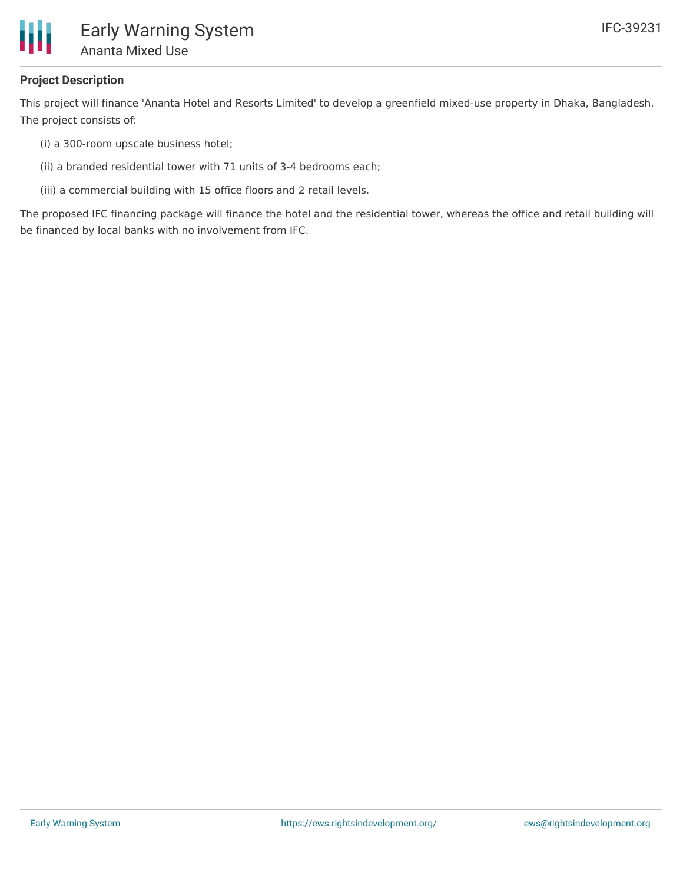## Project Description

This project will finance 'Ananta Hotel and Resorts Limited' to develop a greenfield mixed-use property in Dhaka, Bangladesh. The project consists of:

(i) a 300-room upscale business hotel;

(ii) a branded residential tower with 71 units of 3-4 bedrooms each;

(iii) a commercial building with 15 office floors and 2 retail levels.

The proposed IFC financing package will finance the hotel and the residential tower, whereas the office and retail building will be financed by local banks with no involvement from IFC.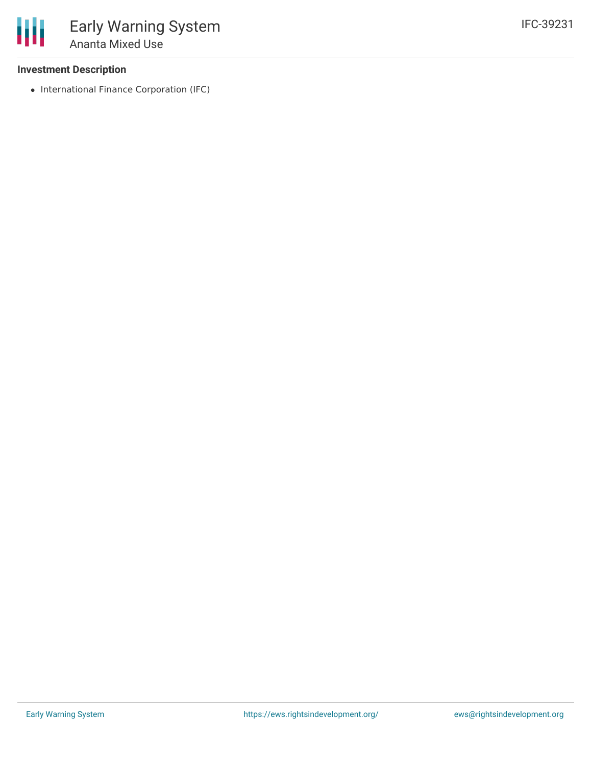# Early Warning System

## Ananta Mixed Use

IFC-39231

### Investment Description

- International Finance Corporation (IFC)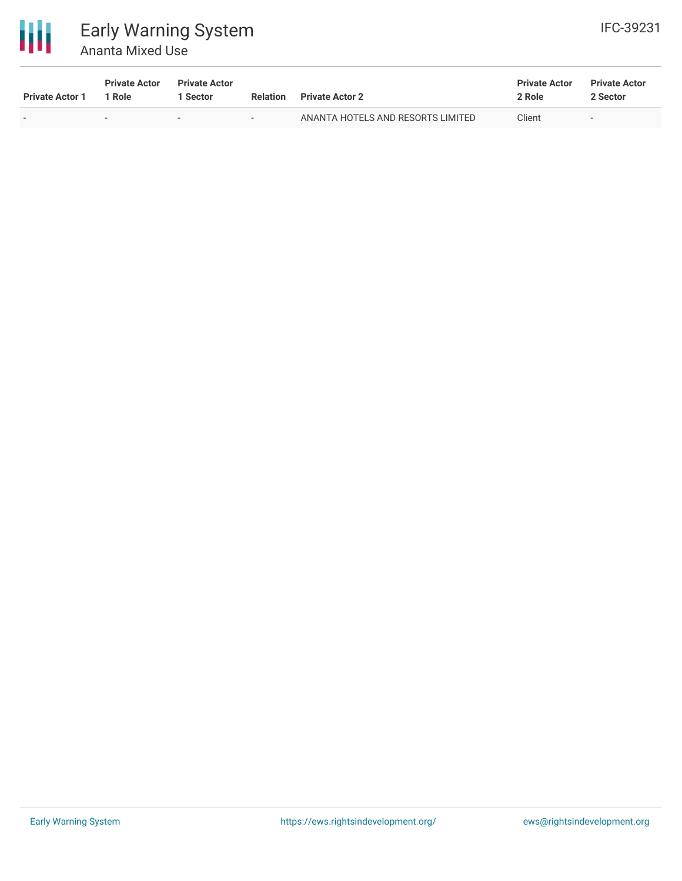| Private Actor 1 | Private Actor 1 Role | Private Actor 1 Sector | Relation | Private Actor 2 | Private Actor 2 Role | Private Actor 2 Sector |
| --- | --- | --- | --- | --- | --- | --- |
| - | - | - | - | ANANTA HOTELS AND RESORTS LIMITED | Client | - |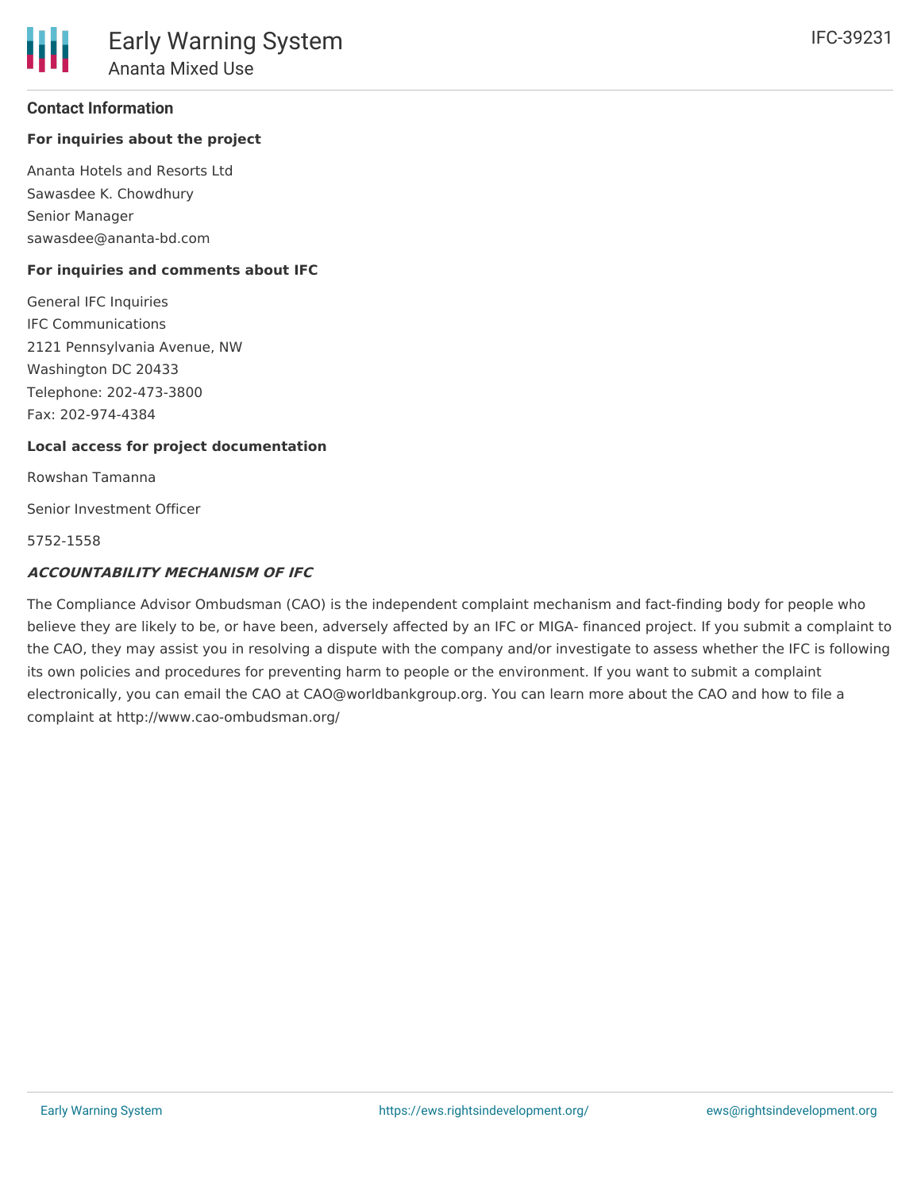### Contact Information

**For inquiries about the project**

Ananta Hotels and Resorts Ltd
Sawasdee K. Chowdhury
Senior Manager
sawasdee@ananta-bd.com

**For inquiries and comments about IFC**

General IFC Inquiries
IFC Communications
2121 Pennsylvania Avenue, NW
Washington DC 20433
Telephone: 202-473-3800
Fax: 202-974-4384

**Local access for project documentation**

Rowshan Tamanna

Senior Investment Officer

5752-1558

***ACCOUNTABILITY MECHANISM OF IFC***

The Compliance Advisor Ombudsman (CAO) is the independent complaint mechanism and fact-finding body for people who believe they are likely to be, or have been, adversely affected by an IFC or MIGA- financed project. If you submit a complaint to the CAO, they may assist you in resolving a dispute with the company and/or investigate to assess whether the IFC is following its own policies and procedures for preventing harm to people or the environment. If you want to submit a complaint electronically, you can email the CAO at CAO@worldbankgroup.org. You can learn more about the CAO and how to file a complaint at http://www.cao-ombudsman.org/